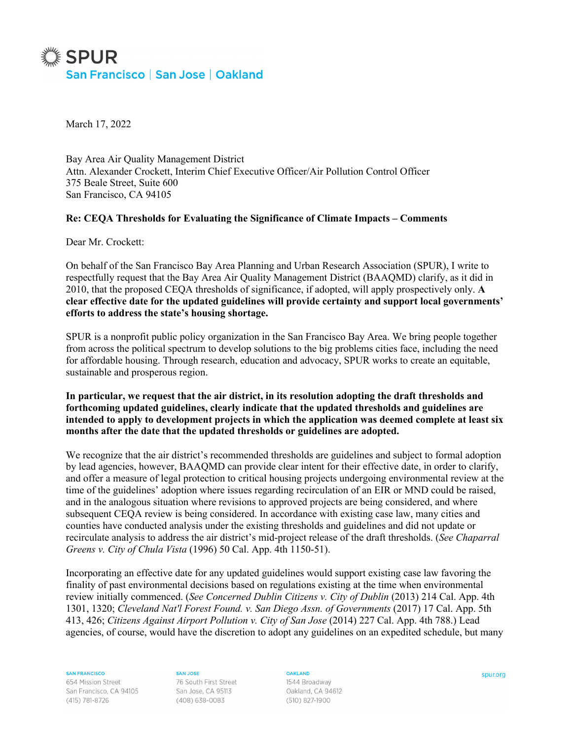SPUR
San Francisco | San Jose | Oakland

March 17, 2022

Bay Area Air Quality Management District
Attn. Alexander Crockett, Interim Chief Executive Officer/Air Pollution Control Officer
375 Beale Street, Suite 600
San Francisco, CA 94105

**Re: CEQA Thresholds for Evaluating the Significance of Climate Impacts – Comments**

Dear Mr. Crockett:

On behalf of the San Francisco Bay Area Planning and Urban Research Association (SPUR), I write to respectfully request that the Bay Area Air Quality Management District (BAAQMD) clarify, as it did in 2010, that the proposed CEQA thresholds of significance, if adopted, will apply prospectively only. **A clear effective date for the updated guidelines will provide certainty and support local governments' efforts to address the state's housing shortage.**

SPUR is a nonprofit public policy organization in the San Francisco Bay Area. We bring people together from across the political spectrum to develop solutions to the big problems cities face, including the need for affordable housing. Through research, education and advocacy, SPUR works to create an equitable, sustainable and prosperous region.

**In particular, we request that the air district, in its resolution adopting the draft thresholds and forthcoming updated guidelines, clearly indicate that the updated thresholds and guidelines are intended to apply to development projects in which the application was deemed complete at least six months after the date that the updated thresholds or guidelines are adopted.**

We recognize that the air district's recommended thresholds are guidelines and subject to formal adoption by lead agencies, however, BAAQMD can provide clear intent for their effective date, in order to clarify, and offer a measure of legal protection to critical housing projects undergoing environmental review at the time of the guidelines' adoption where issues regarding recirculation of an EIR or MND could be raised, and in the analogous situation where revisions to approved projects are being considered, and where subsequent CEQA review is being considered. In accordance with existing case law, many cities and counties have conducted analysis under the existing thresholds and guidelines and did not update or recirculate analysis to address the air district's mid-project release of the draft thresholds. (*See Chaparral Greens v. City of Chula Vista* (1996) 50 Cal. App. 4th 1150-51).

Incorporating an effective date for any updated guidelines would support existing case law favoring the finality of past environmental decisions based on regulations existing at the time when environmental review initially commenced. (*See Concerned Dublin Citizens v. City of Dublin* (2013) 214 Cal. App. 4th 1301, 1320; *Cleveland Nat'l Forest Found. v. San Diego Assn. of Governments* (2017) 17 Cal. App. 5th 413, 426; *Citizens Against Airport Pollution v. City of San Jose* (2014) 227 Cal. App. 4th 788.) Lead agencies, of course, would have the discretion to adopt any guidelines on an expedited schedule, but many

SAN FRANCISCO
654 Mission Street
San Francisco, CA 94105
(415) 781-8726

SAN JOSE
76 South First Street
San Jose, CA 95113
(408) 638-0083

OAKLAND
1544 Broadway
Oakland, CA 94612
(510) 827-1900

spur.org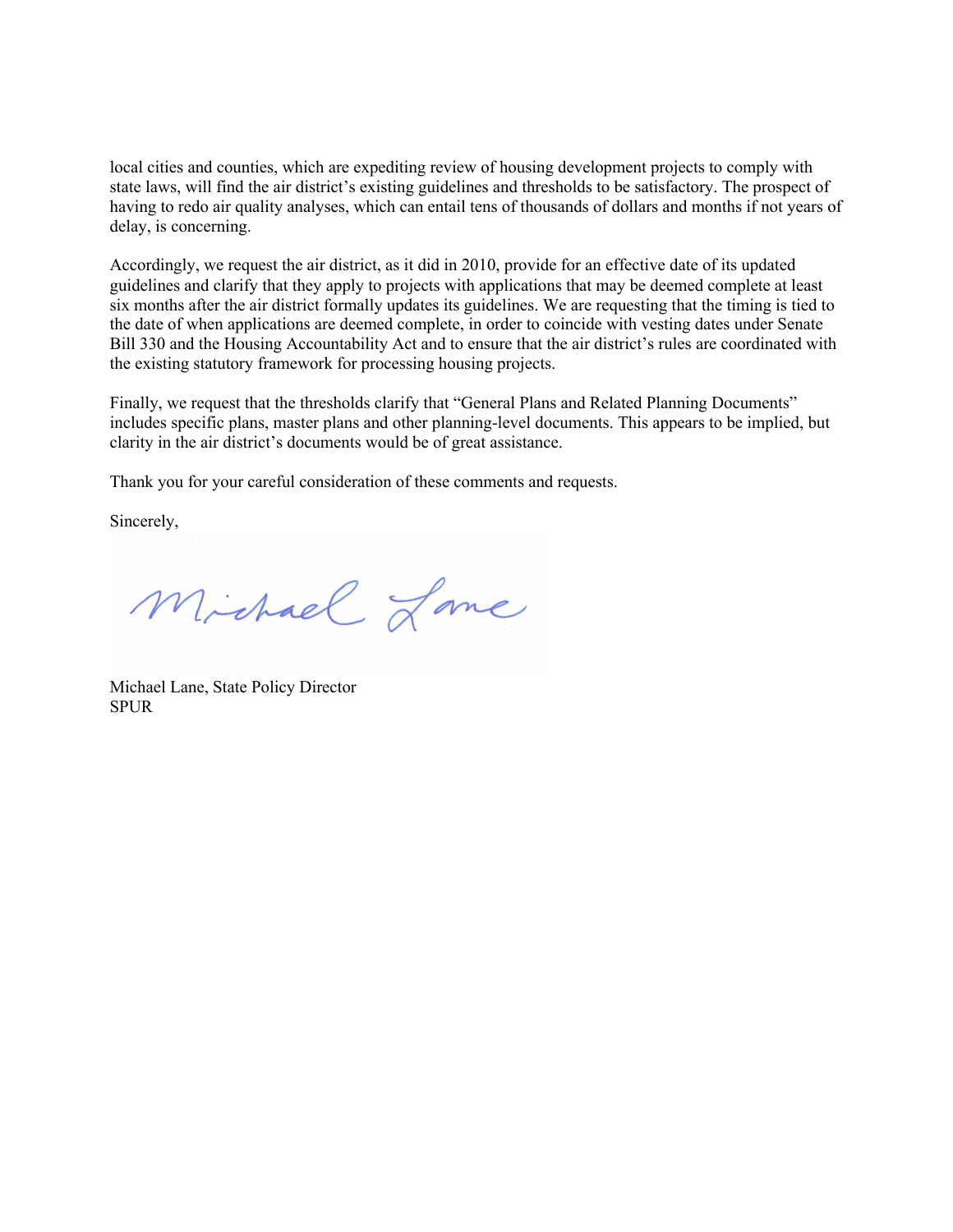local cities and counties, which are expediting review of housing development projects to comply with state laws, will find the air district's existing guidelines and thresholds to be satisfactory. The prospect of having to redo air quality analyses, which can entail tens of thousands of dollars and months if not years of delay, is concerning.

Accordingly, we request the air district, as it did in 2010, provide for an effective date of its updated guidelines and clarify that they apply to projects with applications that may be deemed complete at least six months after the air district formally updates its guidelines. We are requesting that the timing is tied to the date of when applications are deemed complete, in order to coincide with vesting dates under Senate Bill 330 and the Housing Accountability Act and to ensure that the air district's rules are coordinated with the existing statutory framework for processing housing projects.

Finally, we request that the thresholds clarify that "General Plans and Related Planning Documents" includes specific plans, master plans and other planning-level documents. This appears to be implied, but clarity in the air district's documents would be of great assistance.

Thank you for your careful consideration of these comments and requests.

Sincerely,

Michael Lane

Michael Lane, State Policy Director
SPUR